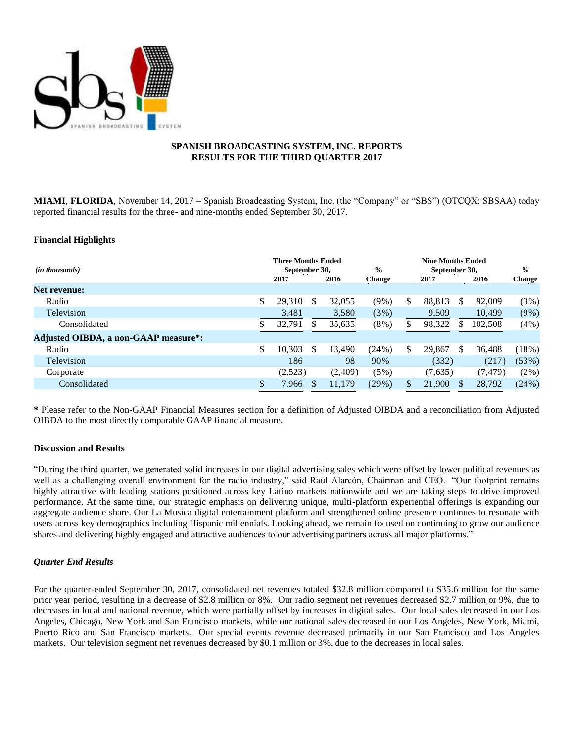# SPANISH BROADCASTING SYSTEM, INC. REPORTS RESULTS FOR THE THIRD QUARTER 2017

**MIAMI**, **FLORIDA**, November 14, 2017 – Spanish Broadcasting System, Inc. (the "Company" or "SBS") (OTCQX: SBSAA) today reported financial results for the three- and nine-months ended September 30, 2017.

### Financial Highlights

| *(in thousands)* | Three Months Ended September 30, 2017 | Three Months Ended September 30, 2016 | % Change | Nine Months Ended September 30, 2017 | Nine Months Ended September 30, 2016 | % Change |
|---|---|---|---|---|---|---|
| **Net revenue:** | | | | | | |
| Radio | $ 29,310 | $ 32,055 | (9%) | $ 88,813 | $ 92,009 | (3%) |
| Television | 3,481 | 3,580 | (3%) | 9,509 | 10,499 | (9%) |
| Consolidated | $ 32,791 | $ 35,635 | (8%) | $ 98,322 | $ 102,508 | (4%) |
| **Adjusted OIBDA, a non-GAAP measure*:** | | | | | | |
| Radio | $ 10,303 | $ 13,490 | (24%) | $ 29,867 | $ 36,488 | (18%) |
| Television | 186 | 98 | 90% | (332) | (217) | (53%) |
| Corporate | (2,523) | (2,409) | (5%) | (7,635) | (7,479) | (2%) |
| Consolidated | $ 7,966 | $ 11,179 | (29%) | $ 21,900 | $ 28,792 | (24%) |

**\*** Please refer to the Non-GAAP Financial Measures section for a definition of Adjusted OIBDA and a reconciliation from Adjusted OIBDA to the most directly comparable GAAP financial measure.

### Discussion and Results

"During the third quarter, we generated solid increases in our digital advertising sales which were offset by lower political revenues as well as a challenging overall environment for the radio industry," said Raúl Alarcón, Chairman and CEO. "Our footprint remains highly attractive with leading stations positioned across key Latino markets nationwide and we are taking steps to drive improved performance. At the same time, our strategic emphasis on delivering unique, multi-platform experiential offerings is expanding our aggregate audience share. Our La Musica digital entertainment platform and strengthened online presence continues to resonate with users across key demographics including Hispanic millennials. Looking ahead, we remain focused on continuing to grow our audience shares and delivering highly engaged and attractive audiences to our advertising partners across all major platforms."

#### *Quarter End Results*

For the quarter-ended September 30, 2017, consolidated net revenues totaled $32.8 million compared to $35.6 million for the same prior year period, resulting in a decrease of $2.8 million or 8%. Our radio segment net revenues decreased $2.7 million or 9%, due to decreases in local and national revenue, which were partially offset by increases in digital sales. Our local sales decreased in our Los Angeles, Chicago, New York and San Francisco markets, while our national sales decreased in our Los Angeles, New York, Miami, Puerto Rico and San Francisco markets. Our special events revenue decreased primarily in our San Francisco and Los Angeles markets. Our television segment net revenues decreased by $0.1 million or 3%, due to the decreases in local sales.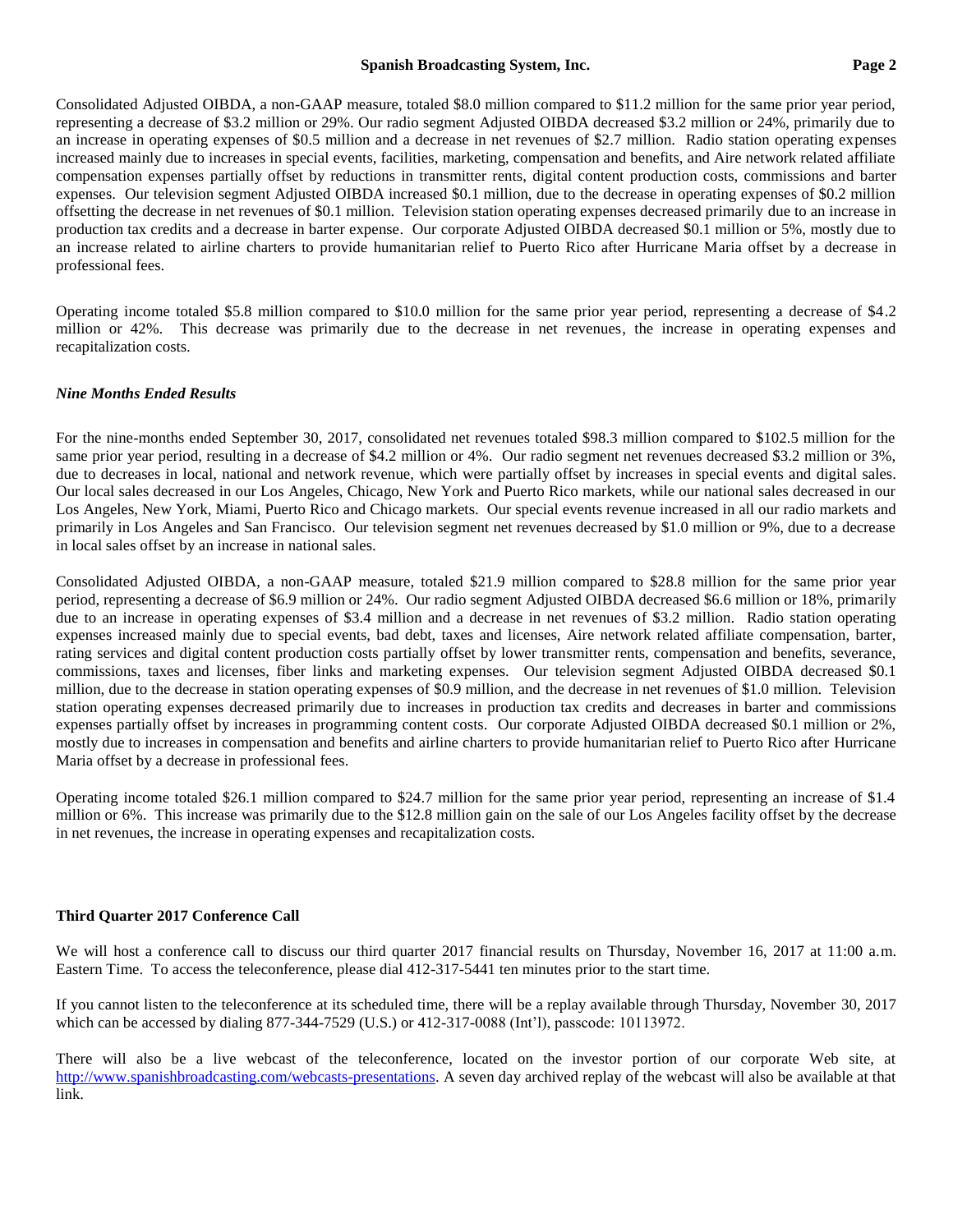Consolidated Adjusted OIBDA, a non-GAAP measure, totaled $8.0 million compared to $11.2 million for the same prior year period, representing a decrease of $3.2 million or 29%. Our radio segment Adjusted OIBDA decreased $3.2 million or 24%, primarily due to an increase in operating expenses of $0.5 million and a decrease in net revenues of $2.7 million. Radio station operating expenses increased mainly due to increases in special events, facilities, marketing, compensation and benefits, and Aire network related affiliate compensation expenses partially offset by reductions in transmitter rents, digital content production costs, commissions and barter expenses. Our television segment Adjusted OIBDA increased $0.1 million, due to the decrease in operating expenses of $0.2 million offsetting the decrease in net revenues of $0.1 million. Television station operating expenses decreased primarily due to an increase in production tax credits and a decrease in barter expense. Our corporate Adjusted OIBDA decreased $0.1 million or 5%, mostly due to an increase related to airline charters to provide humanitarian relief to Puerto Rico after Hurricane Maria offset by a decrease in professional fees.

Operating income totaled $5.8 million compared to $10.0 million for the same prior year period, representing a decrease of $4.2 million or 42%. This decrease was primarily due to the decrease in net revenues, the increase in operating expenses and recapitalization costs.

***Nine Months Ended Results***

For the nine-months ended September 30, 2017, consolidated net revenues totaled $98.3 million compared to $102.5 million for the same prior year period, resulting in a decrease of $4.2 million or 4%. Our radio segment net revenues decreased $3.2 million or 3%, due to decreases in local, national and network revenue, which were partially offset by increases in special events and digital sales. Our local sales decreased in our Los Angeles, Chicago, New York and Puerto Rico markets, while our national sales decreased in our Los Angeles, New York, Miami, Puerto Rico and Chicago markets. Our special events revenue increased in all our radio markets and primarily in Los Angeles and San Francisco. Our television segment net revenues decreased by $1.0 million or 9%, due to a decrease in local sales offset by an increase in national sales.

Consolidated Adjusted OIBDA, a non-GAAP measure, totaled $21.9 million compared to $28.8 million for the same prior year period, representing a decrease of $6.9 million or 24%. Our radio segment Adjusted OIBDA decreased $6.6 million or 18%, primarily due to an increase in operating expenses of $3.4 million and a decrease in net revenues of $3.2 million. Radio station operating expenses increased mainly due to special events, bad debt, taxes and licenses, Aire network related affiliate compensation, barter, rating services and digital content production costs partially offset by lower transmitter rents, compensation and benefits, severance, commissions, taxes and licenses, fiber links and marketing expenses. Our television segment Adjusted OIBDA decreased $0.1 million, due to the decrease in station operating expenses of $0.9 million, and the decrease in net revenues of $1.0 million. Television station operating expenses decreased primarily due to increases in production tax credits and decreases in barter and commissions expenses partially offset by increases in programming content costs. Our corporate Adjusted OIBDA decreased $0.1 million or 2%, mostly due to increases in compensation and benefits and airline charters to provide humanitarian relief to Puerto Rico after Hurricane Maria offset by a decrease in professional fees.

Operating income totaled $26.1 million compared to $24.7 million for the same prior year period, representing an increase of $1.4 million or 6%. This increase was primarily due to the $12.8 million gain on the sale of our Los Angeles facility offset by the decrease in net revenues, the increase in operating expenses and recapitalization costs.

**Third Quarter 2017 Conference Call**

We will host a conference call to discuss our third quarter 2017 financial results on Thursday, November 16, 2017 at 11:00 a.m. Eastern Time. To access the teleconference, please dial 412-317-5441 ten minutes prior to the start time.

If you cannot listen to the teleconference at its scheduled time, there will be a replay available through Thursday, November 30, 2017 which can be accessed by dialing 877-344-7529 (U.S.) or 412-317-0088 (Int'l), passcode: 10113972.

There will also be a live webcast of the teleconference, located on the investor portion of our corporate Web site, at [http://www.spanishbroadcasting.com/webcasts-presentations](http://www.spanishbroadcasting.com/webcasts-presentations). A seven day archived replay of the webcast will also be available at that link.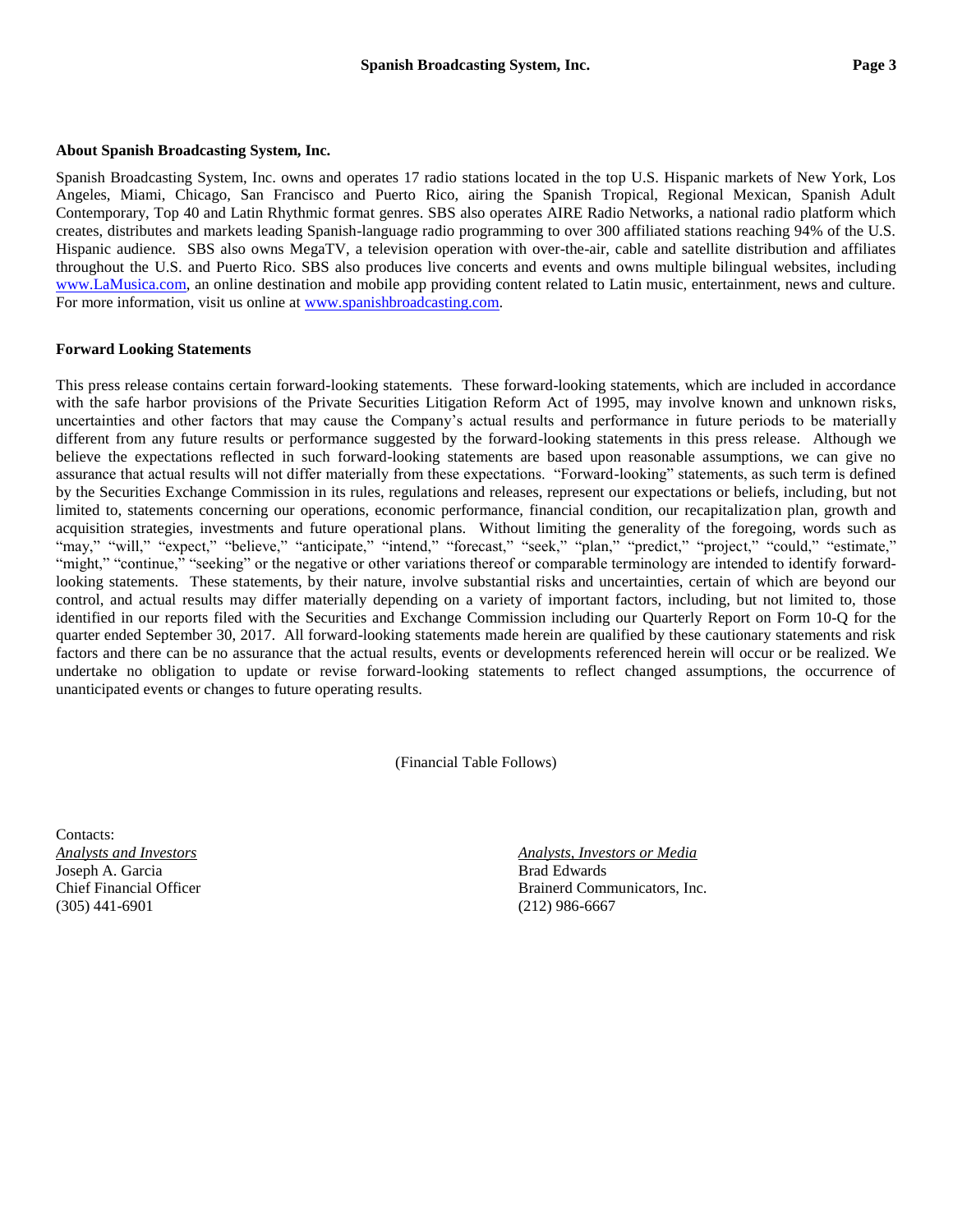**About Spanish Broadcasting System, Inc.**

Spanish Broadcasting System, Inc. owns and operates 17 radio stations located in the top U.S. Hispanic markets of New York, Los Angeles, Miami, Chicago, San Francisco and Puerto Rico, airing the Spanish Tropical, Regional Mexican, Spanish Adult Contemporary, Top 40 and Latin Rhythmic format genres. SBS also operates AIRE Radio Networks, a national radio platform which creates, distributes and markets leading Spanish-language radio programming to over 300 affiliated stations reaching 94% of the U.S. Hispanic audience. SBS also owns MegaTV, a television operation with over-the-air, cable and satellite distribution and affiliates throughout the U.S. and Puerto Rico. SBS also produces live concerts and events and owns multiple bilingual websites, including www.LaMusica.com, an online destination and mobile app providing content related to Latin music, entertainment, news and culture. For more information, visit us online at www.spanishbroadcasting.com.

**Forward Looking Statements**

This press release contains certain forward-looking statements. These forward-looking statements, which are included in accordance with the safe harbor provisions of the Private Securities Litigation Reform Act of 1995, may involve known and unknown risks, uncertainties and other factors that may cause the Company's actual results and performance in future periods to be materially different from any future results or performance suggested by the forward-looking statements in this press release. Although we believe the expectations reflected in such forward-looking statements are based upon reasonable assumptions, we can give no assurance that actual results will not differ materially from these expectations. "Forward-looking" statements, as such term is defined by the Securities Exchange Commission in its rules, regulations and releases, represent our expectations or beliefs, including, but not limited to, statements concerning our operations, economic performance, financial condition, our recapitalization plan, growth and acquisition strategies, investments and future operational plans. Without limiting the generality of the foregoing, words such as "may," "will," "expect," "believe," "anticipate," "intend," "forecast," "seek," "plan," "predict," "project," "could," "estimate," "might," "continue," "seeking" or the negative or other variations thereof or comparable terminology are intended to identify forward-looking statements. These statements, by their nature, involve substantial risks and uncertainties, certain of which are beyond our control, and actual results may differ materially depending on a variety of important factors, including, but not limited to, those identified in our reports filed with the Securities and Exchange Commission including our Quarterly Report on Form 10-Q for the quarter ended September 30, 2017. All forward-looking statements made herein are qualified by these cautionary statements and risk factors and there can be no assurance that the actual results, events or developments referenced herein will occur or be realized. We undertake no obligation to update or revise forward-looking statements to reflect changed assumptions, the occurrence of unanticipated events or changes to future operating results.

(Financial Table Follows)

Contacts:

*Analysts and Investors*
Joseph A. Garcia
Chief Financial Officer
(305) 441-6901

*Analysts, Investors or Media*
Brad Edwards
Brainerd Communicators, Inc.
(212) 986-6667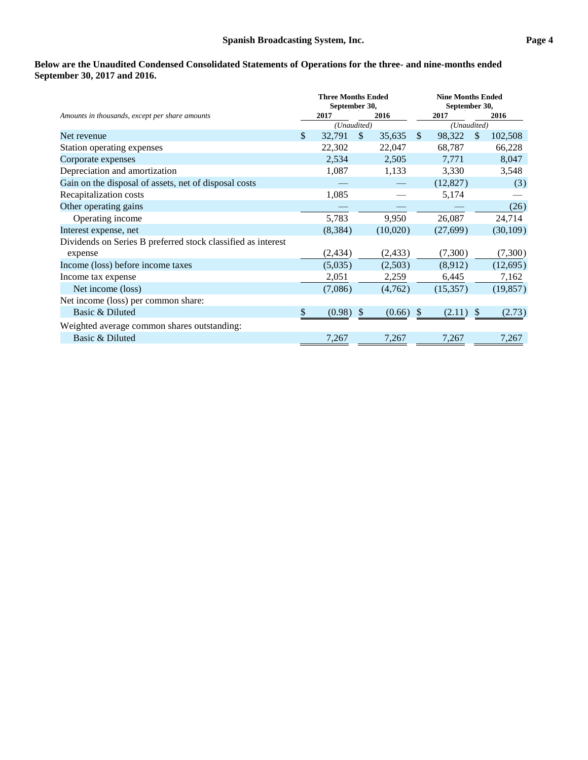**Below are the Unaudited Condensed Consolidated Statements of Operations for the three- and nine-months ended September 30, 2017 and 2016.**

| *Amounts in thousands, except per share amounts* | Three Months Ended September 30, 2017 | Three Months Ended September 30, 2016 | Nine Months Ended September 30, 2017 | Nine Months Ended September 30, 2016 |
|---|---|---|---|---|
| | *(Unaudited)* | | *(Unaudited)* | |
| Net revenue | $ 32,791 | $ 35,635 | $ 98,322 | $ 102,508 |
| Station operating expenses | 22,302 | 22,047 | 68,787 | 66,228 |
| Corporate expenses | 2,534 | 2,505 | 7,771 | 8,047 |
| Depreciation and amortization | 1,087 | 1,133 | 3,330 | 3,548 |
| Gain on the disposal of assets, net of disposal costs | — | — | (12,827) | (3) |
| Recapitalization costs | 1,085 | — | 5,174 | — |
| Other operating gains | — | — | — | (26) |
| Operating income | 5,783 | 9,950 | 26,087 | 24,714 |
| Interest expense, net | (8,384) | (10,020) | (27,699) | (30,109) |
| Dividends on Series B preferred stock classified as interest expense | (2,434) | (2,433) | (7,300) | (7,300) |
| Income (loss) before income taxes | (5,035) | (2,503) | (8,912) | (12,695) |
| Income tax expense | 2,051 | 2,259 | 6,445 | 7,162 |
| Net income (loss) | (7,086) | (4,762) | (15,357) | (19,857) |
| Net income (loss) per common share: | | | | |
| Basic & Diluted | $ (0.98) | $ (0.66) | $ (2.11) | $ (2.73) |
| Weighted average common shares outstanding: | | | | |
| Basic & Diluted | 7,267 | 7,267 | 7,267 | 7,267 |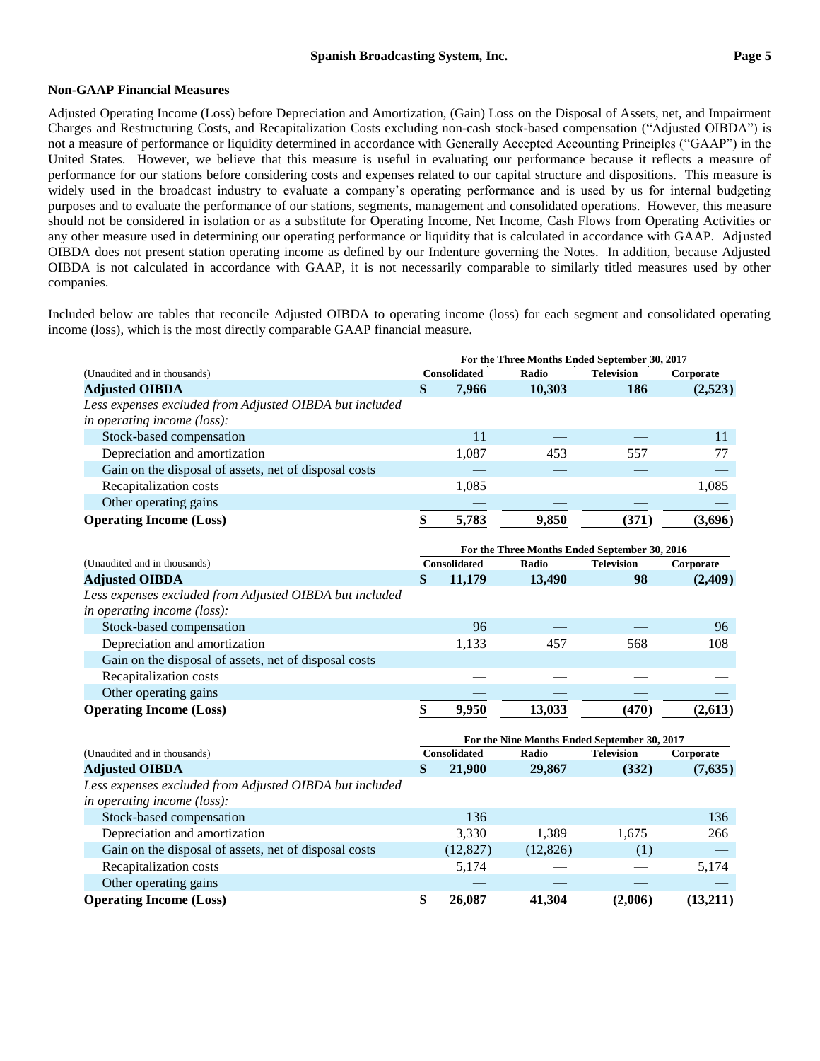## Non-GAAP Financial Measures

Adjusted Operating Income (Loss) before Depreciation and Amortization, (Gain) Loss on the Disposal of Assets, net, and Impairment Charges and Restructuring Costs, and Recapitalization Costs excluding non-cash stock-based compensation ("Adjusted OIBDA") is not a measure of performance or liquidity determined in accordance with Generally Accepted Accounting Principles ("GAAP") in the United States. However, we believe that this measure is useful in evaluating our performance because it reflects a measure of performance for our stations before considering costs and expenses related to our capital structure and dispositions. This measure is widely used in the broadcast industry to evaluate a company's operating performance and is used by us for internal budgeting purposes and to evaluate the performance of our stations, segments, management and consolidated operations. However, this measure should not be considered in isolation or as a substitute for Operating Income, Net Income, Cash Flows from Operating Activities or any other measure used in determining our operating performance or liquidity that is calculated in accordance with GAAP. Adjusted OIBDA does not present station operating income as defined by our Indenture governing the Notes. In addition, because Adjusted OIBDA is not calculated in accordance with GAAP, it is not necessarily comparable to similarly titled measures used by other companies.

Included below are tables that reconcile Adjusted OIBDA to operating income (loss) for each segment and consolidated operating income (loss), which is the most directly comparable GAAP financial measure.

| | For the Three Months Ended September 30, 2017 | | | |
|---|---|---|---|---|
| (Unaudited and in thousands) | Consolidated | Radio | Television | Corporate |
| **Adjusted OIBDA** | **$ 7,966** | **10,303** | **186** | **(2,523)** |
| *Less expenses excluded from Adjusted OIBDA but included in operating income (loss):* | | | | |
| Stock-based compensation | 11 | — | — | 11 |
| Depreciation and amortization | 1,087 | 453 | 557 | 77 |
| Gain on the disposal of assets, net of disposal costs | — | — | — | — |
| Recapitalization costs | 1,085 | — | — | 1,085 |
| Other operating gains | — | — | — | — |
| **Operating Income (Loss)** | **$ 5,783** | **9,850** | **(371)** | **(3,696)** |

| | For the Three Months Ended September 30, 2016 | | | |
|---|---|---|---|---|
| (Unaudited and in thousands) | Consolidated | Radio | Television | Corporate |
| **Adjusted OIBDA** | **$ 11,179** | **13,490** | **98** | **(2,409)** |
| *Less expenses excluded from Adjusted OIBDA but included in operating income (loss):* | | | | |
| Stock-based compensation | 96 | — | — | 96 |
| Depreciation and amortization | 1,133 | 457 | 568 | 108 |
| Gain on the disposal of assets, net of disposal costs | — | — | — | — |
| Recapitalization costs | — | — | — | — |
| Other operating gains | — | — | — | — |
| **Operating Income (Loss)** | **$ 9,950** | **13,033** | **(470)** | **(2,613)** |

| | For the Nine Months Ended September 30, 2017 | | | |
|---|---|---|---|---|
| (Unaudited and in thousands) | Consolidated | Radio | Television | Corporate |
| **Adjusted OIBDA** | **$ 21,900** | **29,867** | **(332)** | **(7,635)** |
| *Less expenses excluded from Adjusted OIBDA but included in operating income (loss):* | | | | |
| Stock-based compensation | 136 | — | — | 136 |
| Depreciation and amortization | 3,330 | 1,389 | 1,675 | 266 |
| Gain on the disposal of assets, net of disposal costs | (12,827) | (12,826) | (1) | — |
| Recapitalization costs | 5,174 | — | — | 5,174 |
| Other operating gains | — | — | — | — |
| **Operating Income (Loss)** | **$ 26,087** | **41,304** | **(2,006)** | **(13,211)** |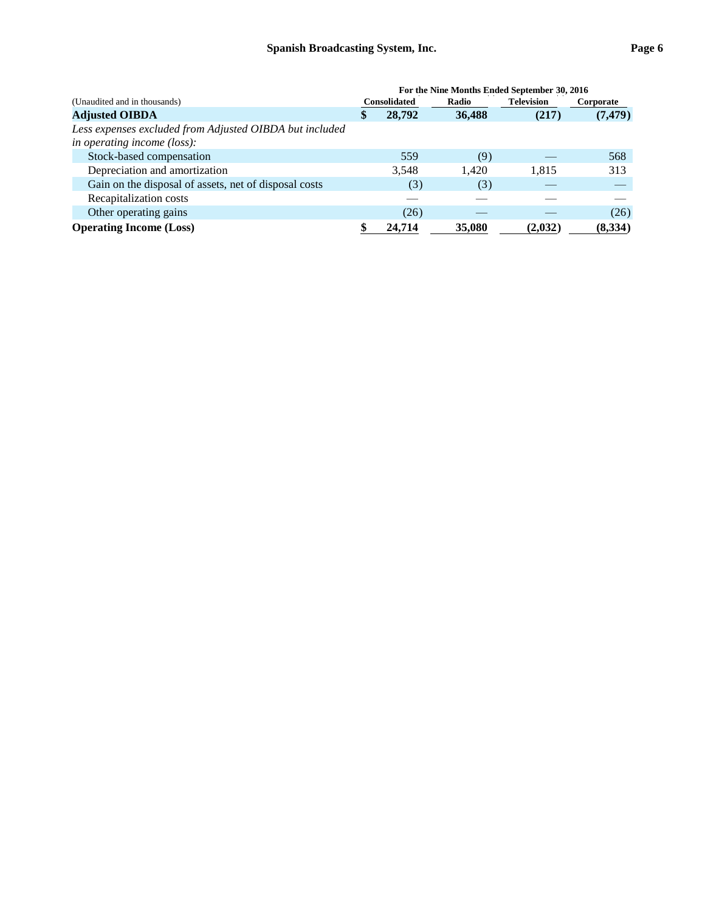| (Unaudited and in thousands) | For the Nine Months Ended September 30, 2016 | | | |
|---|---|---|---|---|
| | Consolidated | Radio | Television | Corporate |
| **Adjusted OIBDA** | **$ 28,792** | **36,488** | **(217)** | **(7,479)** |
| *Less expenses excluded from Adjusted OIBDA but included in operating income (loss):* | | | | |
| Stock-based compensation | 559 | (9) | — | 568 |
| Depreciation and amortization | 3,548 | 1,420 | 1,815 | 313 |
| Gain on the disposal of assets, net of disposal costs | (3) | (3) | — | — |
| Recapitalization costs | — | — | — | — |
| Other operating gains | (26) | — | — | (26) |
| **Operating Income (Loss)** | **$ 24,714** | **35,080** | **(2,032)** | **(8,334)** |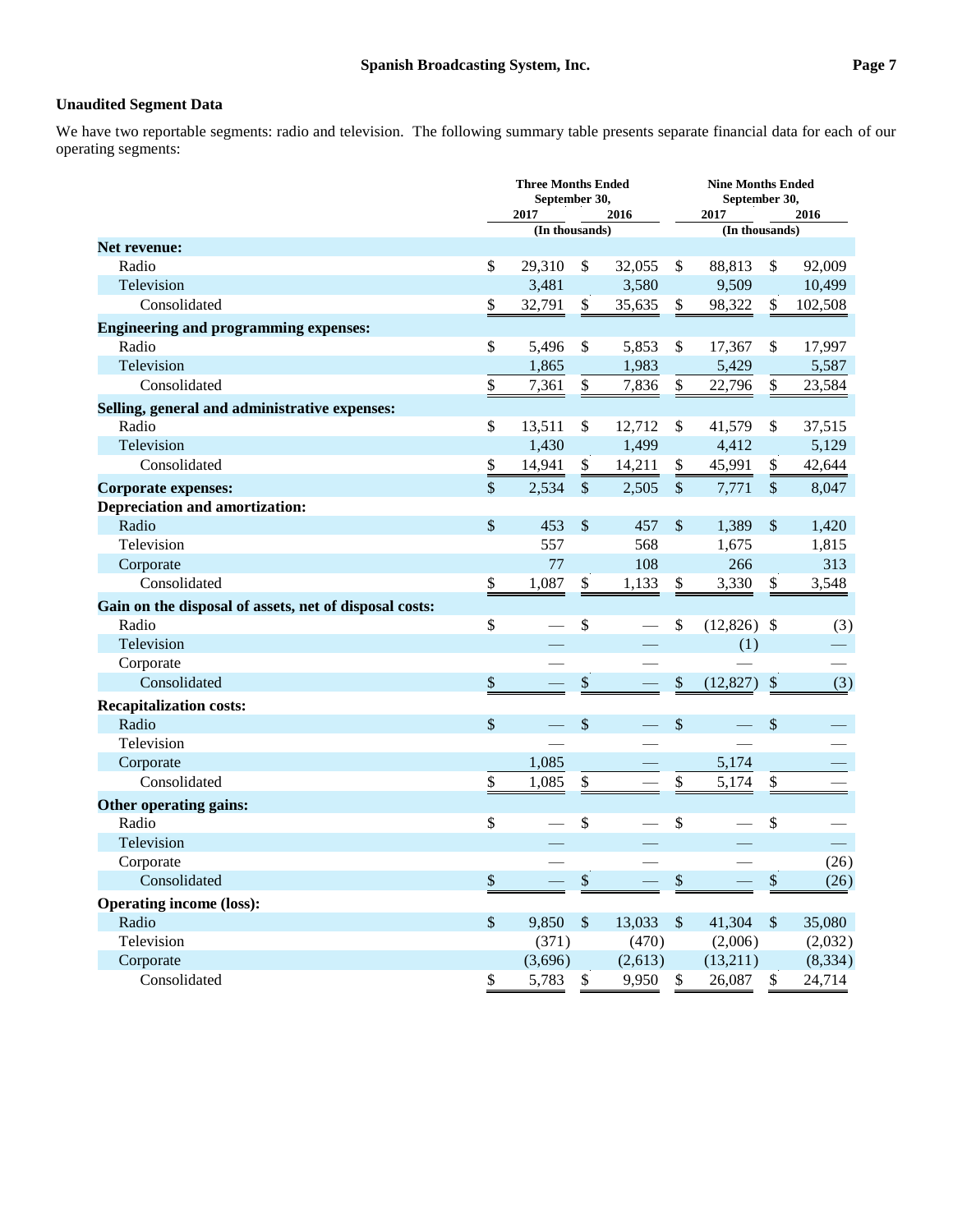## Unaudited Segment Data

We have two reportable segments: radio and television. The following summary table presents separate financial data for each of our operating segments:

| | Three Months Ended September 30, 2017 | Three Months Ended September 30, 2016 | Nine Months Ended September 30, 2017 | Nine Months Ended September 30, 2016 |
|---|---|---|---|---|
| | (In thousands) | | (In thousands) | |
| **Net revenue:** | | | | |
| Radio | $ 29,310 | $ 32,055 | $ 88,813 | $ 92,009 |
| Television | 3,481 | 3,580 | 9,509 | 10,499 |
| Consolidated | $ 32,791 | $ 35,635 | $ 98,322 | $ 102,508 |
| **Engineering and programming expenses:** | | | | |
| Radio | $ 5,496 | $ 5,853 | $ 17,367 | $ 17,997 |
| Television | 1,865 | 1,983 | 5,429 | 5,587 |
| Consolidated | $ 7,361 | $ 7,836 | $ 22,796 | $ 23,584 |
| **Selling, general and administrative expenses:** | | | | |
| Radio | $ 13,511 | $ 12,712 | $ 41,579 | $ 37,515 |
| Television | 1,430 | 1,499 | 4,412 | 5,129 |
| Consolidated | $ 14,941 | $ 14,211 | $ 45,991 | $ 42,644 |
| **Corporate expenses:** | $ 2,534 | $ 2,505 | $ 7,771 | $ 8,047 |
| **Depreciation and amortization:** | | | | |
| Radio | $ 453 | $ 457 | $ 1,389 | $ 1,420 |
| Television | 557 | 568 | 1,675 | 1,815 |
| Corporate | 77 | 108 | 266 | 313 |
| Consolidated | $ 1,087 | $ 1,133 | $ 3,330 | $ 3,548 |
| **Gain on the disposal of assets, net of disposal costs:** | | | | |
| Radio | $ — | $ — | $ (12,826) | $ (3) |
| Television | — | — | (1) | — |
| Corporate | — | — | — | — |
| Consolidated | $ — | $ — | $ (12,827) | $ (3) |
| **Recapitalization costs:** | | | | |
| Radio | $ — | $ — | $ — | $ — |
| Television | — | — | — | — |
| Corporate | 1,085 | — | 5,174 | — |
| Consolidated | $ 1,085 | $ — | $ 5,174 | $ — |
| **Other operating gains:** | | | | |
| Radio | $ — | $ — | $ — | $ — |
| Television | — | — | — | — |
| Corporate | — | — | — | (26) |
| Consolidated | $ — | $ — | $ — | $ (26) |
| **Operating income (loss):** | | | | |
| Radio | $ 9,850 | $ 13,033 | $ 41,304 | $ 35,080 |
| Television | (371) | (470) | (2,006) | (2,032) |
| Corporate | (3,696) | (2,613) | (13,211) | (8,334) |
| Consolidated | $ 5,783 | $ 9,950 | $ 26,087 | $ 24,714 |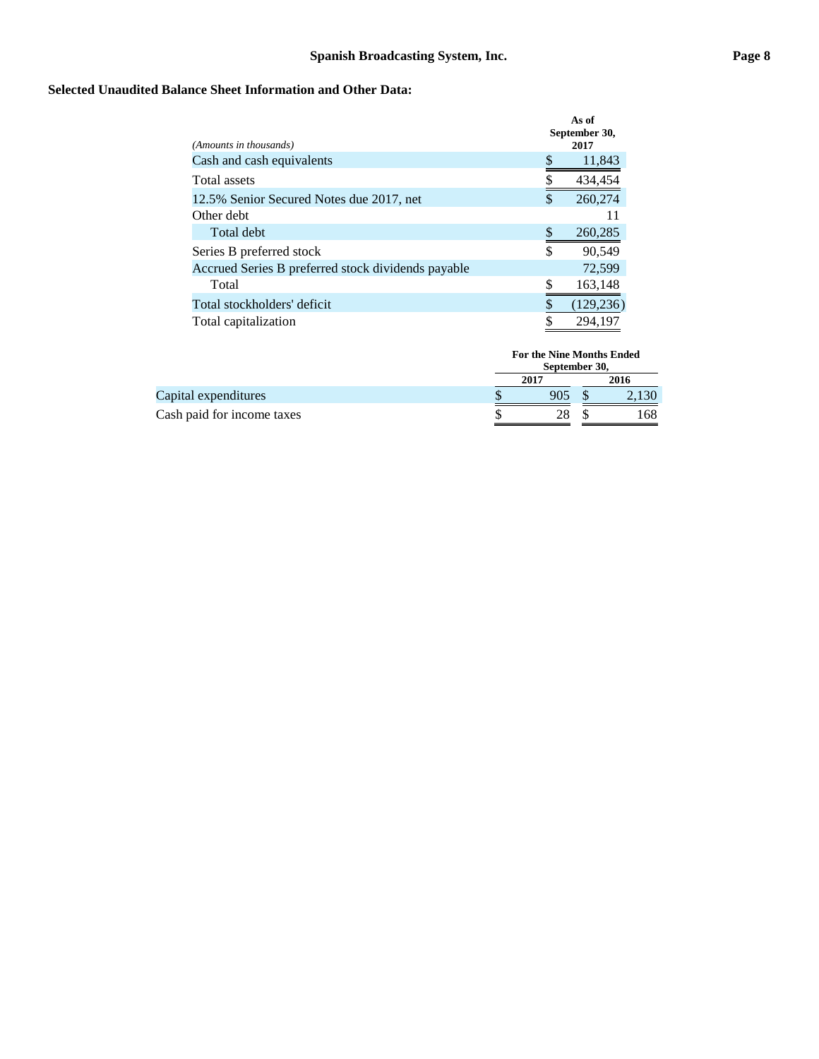**Selected Unaudited Balance Sheet Information and Other Data:**

| *(Amounts in thousands)* | As of September 30, 2017 |
|---|---|
| Cash and cash equivalents | $ 11,843 |
| Total assets | $ 434,454 |
| 12.5% Senior Secured Notes due 2017, net | $ 260,274 |
| Other debt | 11 |
| Total debt | $ 260,285 |
| Series B preferred stock | $ 90,549 |
| Accrued Series B preferred stock dividends payable | 72,599 |
| Total | $ 163,148 |
| Total stockholders' deficit | $ (129,236) |
| Total capitalization | $ 294,197 |

| | For the Nine Months Ended September 30, | |
|---|---|---|
| | 2017 | 2016 |
| Capital expenditures | $ 905 | $ 2,130 |
| Cash paid for income taxes | $ 28 | $ 168 |